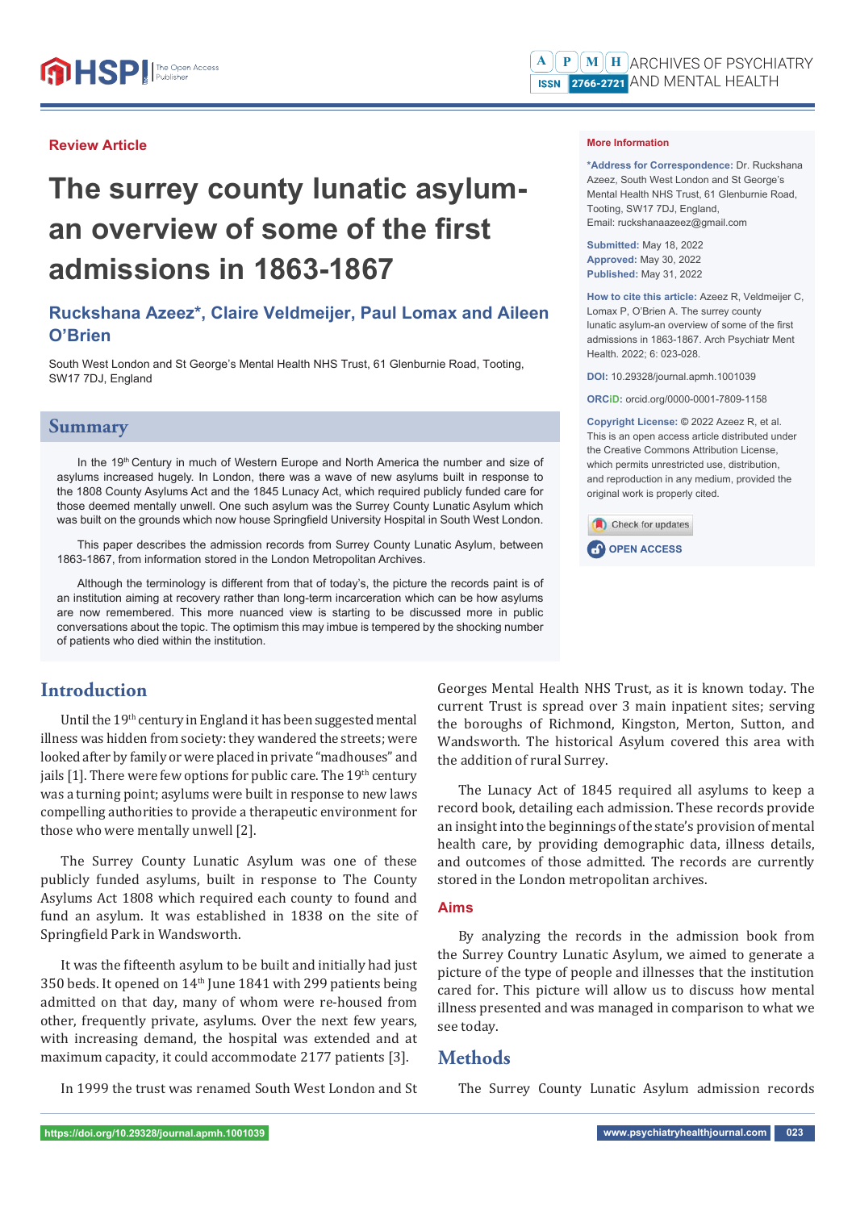Review Article

# The surrey county lunatic asylum-an overview of some of the first admissions in 1863-1867

**Ruckshana Azeez*, Claire Veldmeijer, Paul Lomax and Aileen O'Brien**

South West London and St George's Mental Health NHS Trust, 61 Glenburnie Road, Tooting, SW17 7DJ, England

**More Information**

***Address for Correspondence:** Dr. Ruckshana Azeez, South West London and St George's Mental Health NHS Trust, 61 Glenburnie Road, Tooting, SW17 7DJ, England, Email: ruckshanaazeez@gmail.com

**Submitted:** May 18, 2022
**Approved:** May 30, 2022
**Published:** May 31, 2022

**How to cite this article:** Azeez R, Veldmeijer C, Lomax P, O'Brien A. The surrey county lunatic asylum-an overview of some of the first admissions in 1863-1867. Arch Psychiatr Ment Health. 2022; 6: 023-028.

**DOI:** 10.29328/journal.apmh.1001039

**ORCiD:** orcid.org/0000-0001-7809-1158

**Copyright License:** © 2022 Azeez R, et al. This is an open access article distributed under the Creative Commons Attribution License, which permits unrestricted use, distribution, and reproduction in any medium, provided the original work is properly cited.

OPEN ACCESS

## Summary

In the 19th Century in much of Western Europe and North America the number and size of asylums increased hugely. In London, there was a wave of new asylums built in response to the 1808 County Asylums Act and the 1845 Lunacy Act, which required publicly funded care for those deemed mentally unwell. One such asylum was the Surrey County Lunatic Asylum which was built on the grounds which now house Springfield University Hospital in South West London.

This paper describes the admission records from Surrey County Lunatic Asylum, between 1863-1867, from information stored in the London Metropolitan Archives.

Although the terminology is different from that of today's, the picture the records paint is of an institution aiming at recovery rather than long-term incarceration which can be how asylums are now remembered. This more nuanced view is starting to be discussed more in public conversations about the topic. The optimism this may imbue is tempered by the shocking number of patients who died within the institution.

## Introduction

Until the 19th century in England it has been suggested mental illness was hidden from society: they wandered the streets; were looked after by family or were placed in private "madhouses" and jails [1]. There were few options for public care. The 19th century was a turning point; asylums were built in response to new laws compelling authorities to provide a therapeutic environment for those who were mentally unwell [2].

The Surrey County Lunatic Asylum was one of these publicly funded asylums, built in response to The County Asylums Act 1808 which required each county to found and fund an asylum. It was established in 1838 on the site of Springfield Park in Wandsworth.

It was the fifteenth asylum to be built and initially had just 350 beds. It opened on 14th June 1841 with 299 patients being admitted on that day, many of whom were re-housed from other, frequently private, asylums. Over the next few years, with increasing demand, the hospital was extended and at maximum capacity, it could accommodate 2177 patients [3].

In 1999 the trust was renamed South West London and St Georges Mental Health NHS Trust, as it is known today. The current Trust is spread over 3 main inpatient sites; serving the boroughs of Richmond, Kingston, Merton, Sutton, and Wandsworth. The historical Asylum covered this area with the addition of rural Surrey.

The Lunacy Act of 1845 required all asylums to keep a record book, detailing each admission. These records provide an insight into the beginnings of the state's provision of mental health care, by providing demographic data, illness details, and outcomes of those admitted. The records are currently stored in the London metropolitan archives.

### Aims

By analyzing the records in the admission book from the Surrey Country Lunatic Asylum, we aimed to generate a picture of the type of people and illnesses that the institution cared for. This picture will allow us to discuss how mental illness presented and was managed in comparison to what we see today.

## Methods

The Surrey County Lunatic Asylum admission records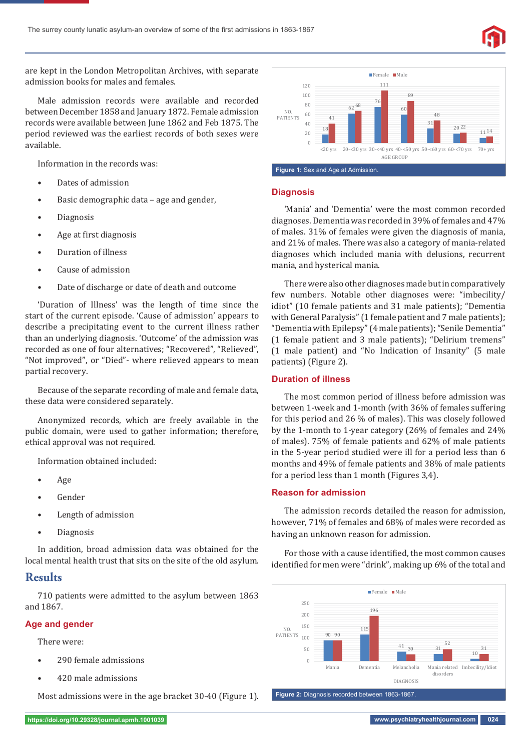are kept in the London Metropolitan Archives, with separate admission books for males and females.

Male admission records were available and recorded between December 1858 and January 1872. Female admission records were available between June 1862 and Feb 1875. The period reviewed was the earliest records of both sexes were available.

Information in the records was:

- Dates of admission
- Basic demographic data – age and gender,
- Diagnosis
- Age at first diagnosis
- Duration of illness
- Cause of admission
- Date of discharge or date of death and outcome

'Duration of Illness' was the length of time since the start of the current episode. 'Cause of admission' appears to describe a precipitating event to the current illness rather than an underlying diagnosis. 'Outcome' of the admission was recorded as one of four alternatives; "Recovered", "Relieved", "Not improved", or "Died"- where relieved appears to mean partial recovery.

Because of the separate recording of male and female data, these data were considered separately.

Anonymized records, which are freely available in the public domain, were used to gather information; therefore, ethical approval was not required.

Information obtained included:

- Age
- Gender
- Length of admission
- Diagnosis

In addition, broad admission data was obtained for the local mental health trust that sits on the site of the old asylum.

# Results

710 patients were admitted to the asylum between 1863 and 1867.

## Age and gender

There were:

- 290 female admissions
- 420 male admissions

Most admissions were in the age bracket 30-40 (Figure 1).

| AGE GROUP | Female | Male |
|---|---|---|
| <20 yrs | 18 | 41 |
| 20-<30 yrs | 62 | 68 |
| 30-<40 yrs | 76 | 111 |
| 40-<50 yrs | 60 | 89 |
| 50-<60 yrs | 31 | 48 |
| 60-<70 yrs | 20 | 22 |
| 70+ yrs | 11 | 14 |

**Figure 1:** Sex and Age at Admission.

## Diagnosis

'Mania' and 'Dementia' were the most common recorded diagnoses. Dementia was recorded in 39% of females and 47% of males. 31% of females were given the diagnosis of mania, and 21% of males. There was also a category of mania-related diagnoses which included mania with delusions, recurrent mania, and hysterical mania.

There were also other diagnoses made but in comparatively few numbers. Notable other diagnoses were: "imbecility/idiot" (10 female patients and 31 male patients); "Dementia with General Paralysis" (1 female patient and 7 male patients); "Dementia with Epilepsy" (4 male patients); "Senile Dementia" (1 female patient and 3 male patients); "Delirium tremens" (1 male patient) and "No Indication of Insanity" (5 male patients) (Figure 2).

## Duration of illness

The most common period of illness before admission was between 1-week and 1-month (with 36% of females suffering for this period and 26 % of males). This was closely followed by the 1-month to 1-year category (26% of females and 24% of males). 75% of female patients and 62% of male patients in the 5-year period studied were ill for a period less than 6 months and 49% of female patients and 38% of male patients for a period less than 1 month (Figures 3,4).

## Reason for admission

The admission records detailed the reason for admission, however, 71% of females and 68% of males were recorded as having an unknown reason for admission.

For those with a cause identified, the most common causes identified for men were "drink", making up 6% of the total and

| DIAGNOSIS | Female | Male |
|---|---|---|
| Mania | 90 | 90 |
| Dementia | 115 | 196 |
| Melancholia | 41 | 30 |
| Mania related disorders | 31 | 52 |
| Imbecility/Idiot | 10 | 31 |

**Figure 2:** Diagnosis recorded between 1863-1867.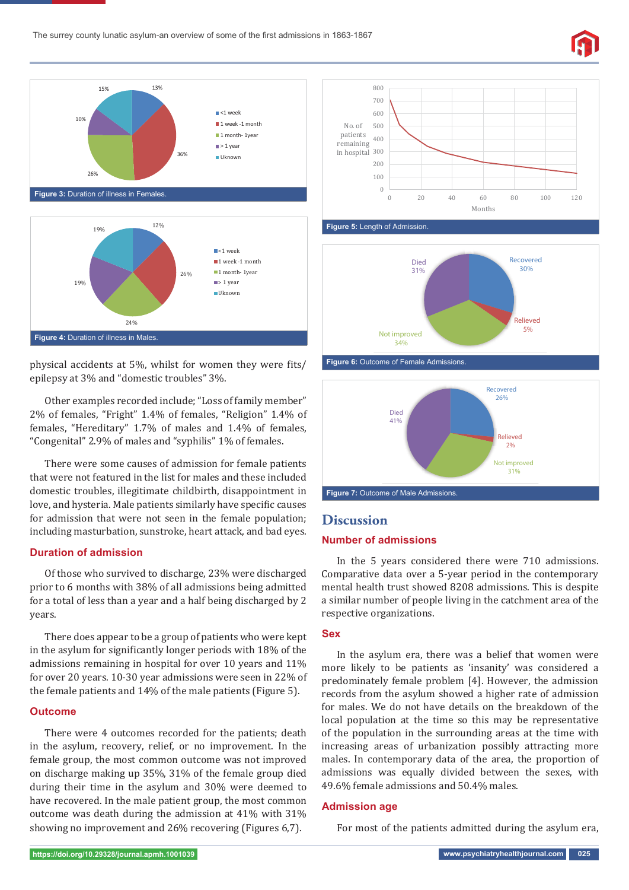Figure 3: Duration of illness in Females.

Figure 4: Duration of illness in Males.

physical accidents at 5%, whilst for women they were fits/epilepsy at 3% and "domestic troubles" 3%.

Other examples recorded include; "Loss of family member" 2% of females, "Fright" 1.4% of females, "Religion" 1.4% of females, "Hereditary" 1.7% of males and 1.4% of females, "Congenital" 2.9% of males and "syphilis" 1% of females.

There were some causes of admission for female patients that were not featured in the list for males and these included domestic troubles, illegitimate childbirth, disappointment in love, and hysteria. Male patients similarly have specific causes for admission that were not seen in the female population; including masturbation, sunstroke, heart attack, and bad eyes.

### Duration of admission

Of those who survived to discharge, 23% were discharged prior to 6 months with 38% of all admissions being admitted for a total of less than a year and a half being discharged by 2 years.

There does appear to be a group of patients who were kept in the asylum for significantly longer periods with 18% of the admissions remaining in hospital for over 10 years and 11% for over 20 years. 10-30 year admissions were seen in 22% of the female patients and 14% of the male patients (Figure 5).

### Outcome

There were 4 outcomes recorded for the patients; death in the asylum, recovery, relief, or no improvement. In the female group, the most common outcome was not improved on discharge making up 35%, 31% of the female group died during their time in the asylum and 30% were deemed to have recovered. In the male patient group, the most common outcome was death during the admission at 41% with 31% showing no improvement and 26% recovering (Figures 6,7).

Figure 5: Length of Admission.

Figure 6: Outcome of Female Admissions.

Figure 7: Outcome of Male Admissions.

## Discussion

### Number of admissions

In the 5 years considered there were 710 admissions. Comparative data over a 5-year period in the contemporary mental health trust showed 8208 admissions. This is despite a similar number of people living in the catchment area of the respective organizations.

### Sex

In the asylum era, there was a belief that women were more likely to be patients as 'insanity' was considered a predominately female problem [4]. However, the admission records from the asylum showed a higher rate of admission for males. We do not have details on the breakdown of the local population at the time so this may be representative of the population in the surrounding areas at the time with increasing areas of urbanization possibly attracting more males. In contemporary data of the area, the proportion of admissions was equally divided between the sexes, with 49.6% female admissions and 50.4% males.

### Admission age

For most of the patients admitted during the asylum era,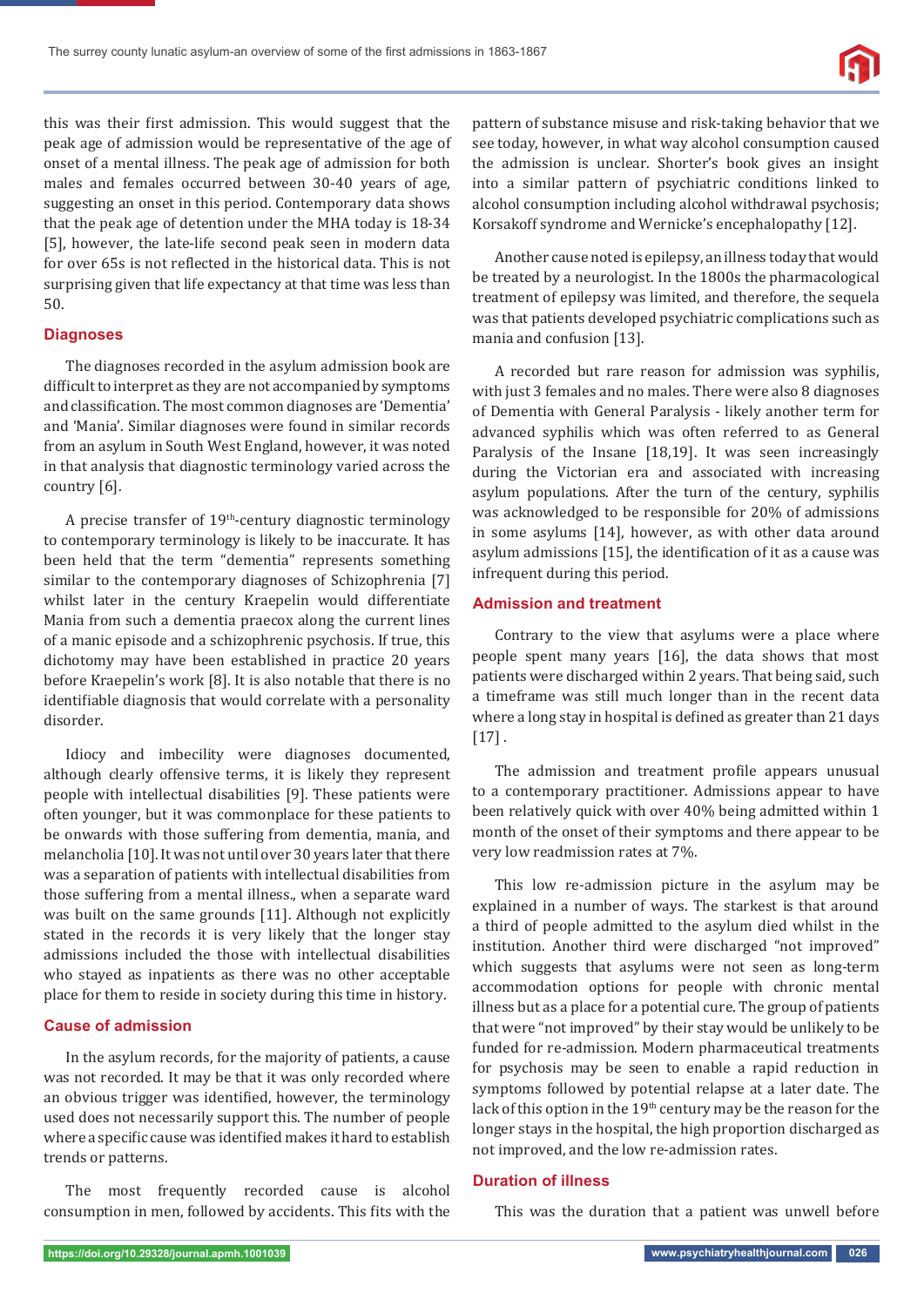this was their first admission. This would suggest that the peak age of admission would be representative of the age of onset of a mental illness. The peak age of admission for both males and females occurred between 30-40 years of age, suggesting an onset in this period. Contemporary data shows that the peak age of detention under the MHA today is 18-34 [5], however, the late-life second peak seen in modern data for over 65s is not reflected in the historical data. This is not surprising given that life expectancy at that time was less than 50.

## Diagnoses

The diagnoses recorded in the asylum admission book are difficult to interpret as they are not accompanied by symptoms and classification. The most common diagnoses are 'Dementia' and 'Mania'. Similar diagnoses were found in similar records from an asylum in South West England, however, it was noted in that analysis that diagnostic terminology varied across the country [6].

A precise transfer of 19th-century diagnostic terminology to contemporary terminology is likely to be inaccurate. It has been held that the term "dementia" represents something similar to the contemporary diagnoses of Schizophrenia [7] whilst later in the century Kraepelin would differentiate Mania from such a dementia praecox along the current lines of a manic episode and a schizophrenic psychosis. If true, this dichotomy may have been established in practice 20 years before Kraepelin's work [8]. It is also notable that there is no identifiable diagnosis that would correlate with a personality disorder.

Idiocy and imbecility were diagnoses documented, although clearly offensive terms, it is likely they represent people with intellectual disabilities [9]. These patients were often younger, but it was commonplace for these patients to be onwards with those suffering from dementia, mania, and melancholia [10]. It was not until over 30 years later that there was a separation of patients with intellectual disabilities from those suffering from a mental illness., when a separate ward was built on the same grounds [11]. Although not explicitly stated in the records it is very likely that the longer stay admissions included the those with intellectual disabilities who stayed as inpatients as there was no other acceptable place for them to reside in society during this time in history.

## Cause of admission

In the asylum records, for the majority of patients, a cause was not recorded. It may be that it was only recorded where an obvious trigger was identified, however, the terminology used does not necessarily support this. The number of people where a specific cause was identified makes it hard to establish trends or patterns.

The most frequently recorded cause is alcohol consumption in men, followed by accidents. This fits with the pattern of substance misuse and risk-taking behavior that we see today, however, in what way alcohol consumption caused the admission is unclear. Shorter's book gives an insight into a similar pattern of psychiatric conditions linked to alcohol consumption including alcohol withdrawal psychosis; Korsakoff syndrome and Wernicke's encephalopathy [12].

Another cause noted is epilepsy, an illness today that would be treated by a neurologist. In the 1800s the pharmacological treatment of epilepsy was limited, and therefore, the sequela was that patients developed psychiatric complications such as mania and confusion [13].

A recorded but rare reason for admission was syphilis, with just 3 females and no males. There were also 8 diagnoses of Dementia with General Paralysis - likely another term for advanced syphilis which was often referred to as General Paralysis of the Insane [18,19]. It was seen increasingly during the Victorian era and associated with increasing asylum populations. After the turn of the century, syphilis was acknowledged to be responsible for 20% of admissions in some asylums [14], however, as with other data around asylum admissions [15], the identification of it as a cause was infrequent during this period.

## Admission and treatment

Contrary to the view that asylums were a place where people spent many years [16], the data shows that most patients were discharged within 2 years. That being said, such a timeframe was still much longer than in the recent data where a long stay in hospital is defined as greater than 21 days [17] .

The admission and treatment profile appears unusual to a contemporary practitioner. Admissions appear to have been relatively quick with over 40% being admitted within 1 month of the onset of their symptoms and there appear to be very low readmission rates at 7%.

This low re-admission picture in the asylum may be explained in a number of ways. The starkest is that around a third of people admitted to the asylum died whilst in the institution. Another third were discharged "not improved" which suggests that asylums were not seen as long-term accommodation options for people with chronic mental illness but as a place for a potential cure. The group of patients that were "not improved" by their stay would be unlikely to be funded for re-admission. Modern pharmaceutical treatments for psychosis may be seen to enable a rapid reduction in symptoms followed by potential relapse at a later date. The lack of this option in the 19th century may be the reason for the longer stays in the hospital, the high proportion discharged as not improved, and the low re-admission rates.

## Duration of illness

This was the duration that a patient was unwell before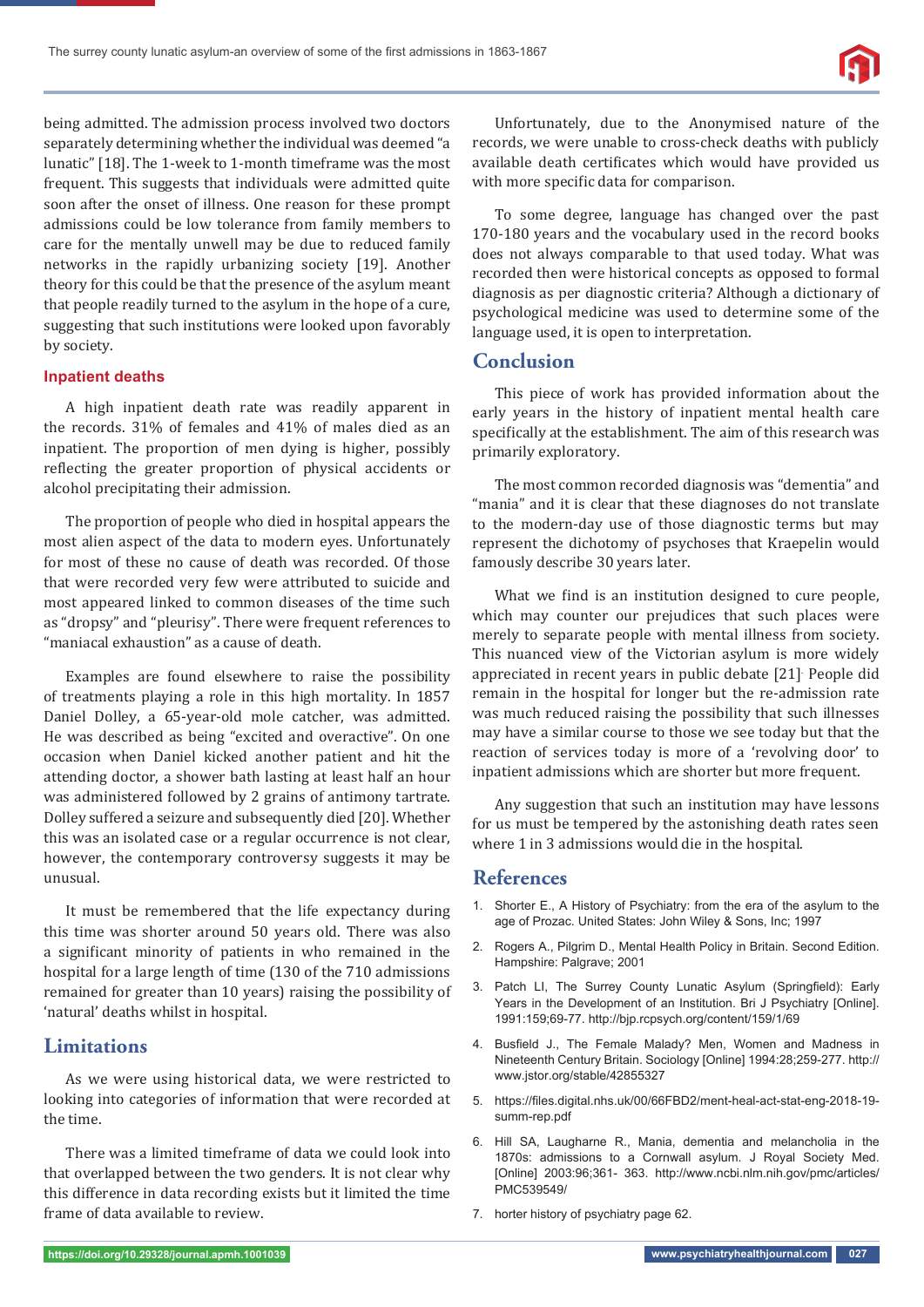being admitted. The admission process involved two doctors separately determining whether the individual was deemed "a lunatic" [18]. The 1-week to 1-month timeframe was the most frequent. This suggests that individuals were admitted quite soon after the onset of illness. One reason for these prompt admissions could be low tolerance from family members to care for the mentally unwell may be due to reduced family networks in the rapidly urbanizing society [19]. Another theory for this could be that the presence of the asylum meant that people readily turned to the asylum in the hope of a cure, suggesting that such institutions were looked upon favorably by society.

### Inpatient deaths

A high inpatient death rate was readily apparent in the records. 31% of females and 41% of males died as an inpatient. The proportion of men dying is higher, possibly reflecting the greater proportion of physical accidents or alcohol precipitating their admission.

The proportion of people who died in hospital appears the most alien aspect of the data to modern eyes. Unfortunately for most of these no cause of death was recorded. Of those that were recorded very few were attributed to suicide and most appeared linked to common diseases of the time such as "dropsy" and "pleurisy". There were frequent references to "maniacal exhaustion" as a cause of death.

Examples are found elsewhere to raise the possibility of treatments playing a role in this high mortality. In 1857 Daniel Dolley, a 65-year-old mole catcher, was admitted. He was described as being "excited and overactive". On one occasion when Daniel kicked another patient and hit the attending doctor, a shower bath lasting at least half an hour was administered followed by 2 grains of antimony tartrate. Dolley suffered a seizure and subsequently died [20]. Whether this was an isolated case or a regular occurrence is not clear, however, the contemporary controversy suggests it may be unusual.

It must be remembered that the life expectancy during this time was shorter around 50 years old. There was also a significant minority of patients in who remained in the hospital for a large length of time (130 of the 710 admissions remained for greater than 10 years) raising the possibility of 'natural' deaths whilst in hospital.

## Limitations

As we were using historical data, we were restricted to looking into categories of information that were recorded at the time.

There was a limited timeframe of data we could look into that overlapped between the two genders. It is not clear why this difference in data recording exists but it limited the time frame of data available to review.

Unfortunately, due to the Anonymised nature of the records, we were unable to cross-check deaths with publicly available death certificates which would have provided us with more specific data for comparison.

To some degree, language has changed over the past 170-180 years and the vocabulary used in the record books does not always comparable to that used today. What was recorded then were historical concepts as opposed to formal diagnosis as per diagnostic criteria? Although a dictionary of psychological medicine was used to determine some of the language used, it is open to interpretation.

## Conclusion

This piece of work has provided information about the early years in the history of inpatient mental health care specifically at the establishment. The aim of this research was primarily exploratory.

The most common recorded diagnosis was "dementia" and "mania" and it is clear that these diagnoses do not translate to the modern-day use of those diagnostic terms but may represent the dichotomy of psychoses that Kraepelin would famously describe 30 years later.

What we find is an institution designed to cure people, which may counter our prejudices that such places were merely to separate people with mental illness from society. This nuanced view of the Victorian asylum is more widely appreciated in recent years in public debate [21]. People did remain in the hospital for longer but the re-admission rate was much reduced raising the possibility that such illnesses may have a similar course to those we see today but that the reaction of services today is more of a 'revolving door' to inpatient admissions which are shorter but more frequent.

Any suggestion that such an institution may have lessons for us must be tempered by the astonishing death rates seen where 1 in 3 admissions would die in the hospital.

## References

1. Shorter E., A History of Psychiatry: from the era of the asylum to the age of Prozac. United States: John Wiley & Sons, Inc; 1997
2. Rogers A., Pilgrim D., Mental Health Policy in Britain. Second Edition. Hampshire: Palgrave; 2001
3. Patch LI, The Surrey County Lunatic Asylum (Springfield): Early Years in the Development of an Institution. Bri J Psychiatry [Online]. 1991:159;69-77. http://bjp.rcpsych.org/content/159/1/69
4. Busfield J., The Female Malady? Men, Women and Madness in Nineteenth Century Britain. Sociology [Online] 1994:28;259-277. http://www.jstor.org/stable/42855327
5. https://files.digital.nhs.uk/00/66FBD2/ment-heal-act-stat-eng-2018-19-summ-rep.pdf
6. Hill SA, Laugharne R., Mania, dementia and melancholia in the 1870s: admissions to a Cornwall asylum. J Royal Society Med. [Online] 2003:96;361- 363. http://www.ncbi.nlm.nih.gov/pmc/articles/PMC539549/
7. horter history of psychiatry page 62.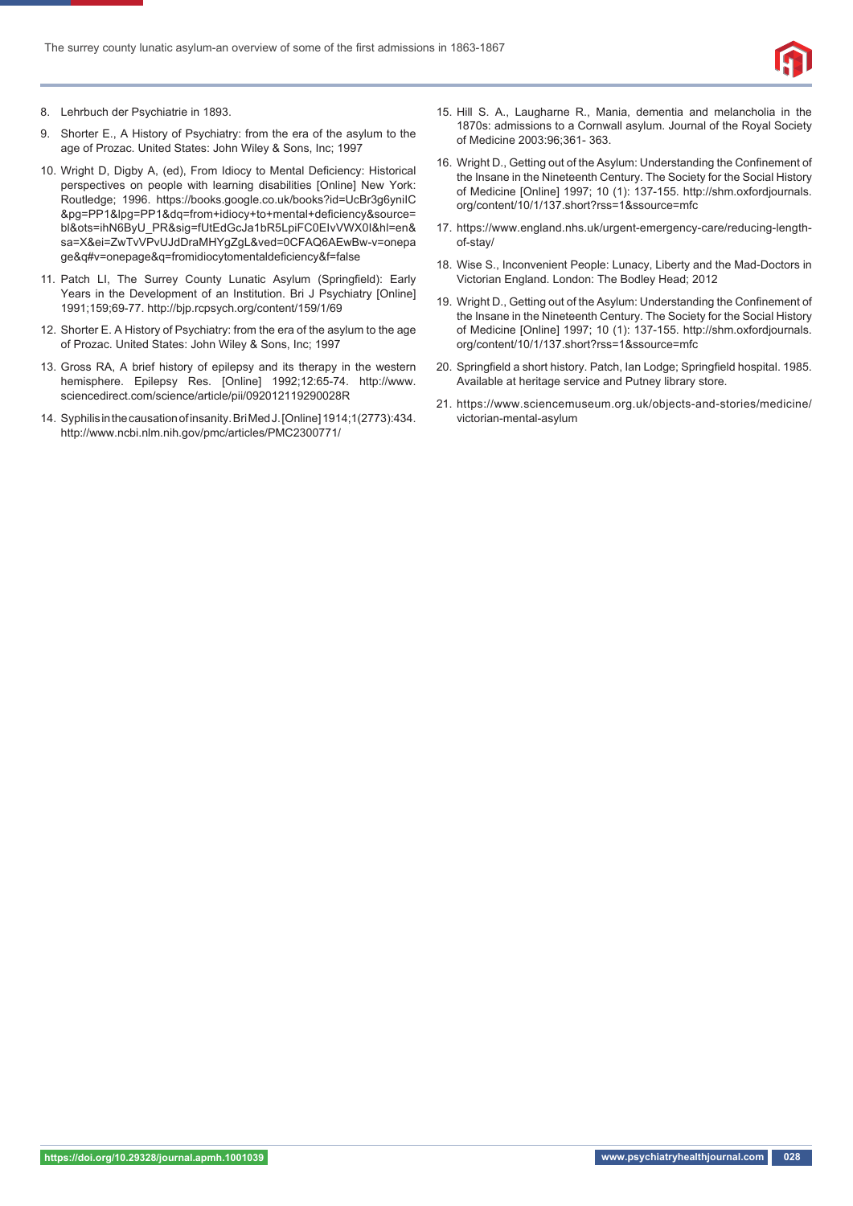8. Lehrbuch der Psychiatrie in 1893.
9. Shorter E., A History of Psychiatry: from the era of the asylum to the age of Prozac. United States: John Wiley & Sons, Inc; 1997
10. Wright D, Digby A, (ed), From Idiocy to Mental Deficiency: Historical perspectives on people with learning disabilities [Online] New York: Routledge; 1996. https://books.google.co.uk/books?id=UcBr3g6yniIC&pg=PP1&lpg=PP1&dq=from+idiocy+to+mental+deficiency&source=bl&ots=ihN6ByU_PR&sig=fUtEdGcJa1bR5LpiFC0EIvVWX0I&hl=en&sa=X&ei=ZwTvVPvUJdDraMHYgZgL&ved=0CFAQ6AEwBw-v=onepage&q#v=onepage&q=fromidiocytomentaldeficiency&f=false
11. Patch LI, The Surrey County Lunatic Asylum (Springfield): Early Years in the Development of an Institution. Bri J Psychiatry [Online] 1991;159;69-77. http://bjp.rcpsych.org/content/159/1/69
12. Shorter E. A History of Psychiatry: from the era of the asylum to the age of Prozac. United States: John Wiley & Sons, Inc; 1997
13. Gross RA, A brief history of epilepsy and its therapy in the western hemisphere. Epilepsy Res. [Online] 1992;12:65-74. http://www.sciencedirect.com/science/article/pii/092012119290028R
14. Syphilis in the causation of insanity. Bri Med J. [Online] 1914;1(2773):434. http://www.ncbi.nlm.nih.gov/pmc/articles/PMC2300771/
15. Hill S. A., Laugharne R., Mania, dementia and melancholia in the 1870s: admissions to a Cornwall asylum. Journal of the Royal Society of Medicine 2003:96;361- 363.
16. Wright D., Getting out of the Asylum: Understanding the Confinement of the Insane in the Nineteenth Century. The Society for the Social History of Medicine [Online] 1997; 10 (1): 137-155. http://shm.oxfordjournals.org/content/10/1/137.short?rss=1&ssource=mfc
17. https://www.england.nhs.uk/urgent-emergency-care/reducing-length-of-stay/
18. Wise S., Inconvenient People: Lunacy, Liberty and the Mad-Doctors in Victorian England. London: The Bodley Head; 2012
19. Wright D., Getting out of the Asylum: Understanding the Confinement of the Insane in the Nineteenth Century. The Society for the Social History of Medicine [Online] 1997; 10 (1): 137-155. http://shm.oxfordjournals.org/content/10/1/137.short?rss=1&ssource=mfc
20. Springfield a short history. Patch, Ian Lodge; Springfield hospital. 1985. Available at heritage service and Putney library store.
21. https://www.sciencemuseum.org.uk/objects-and-stories/medicine/victorian-mental-asylum